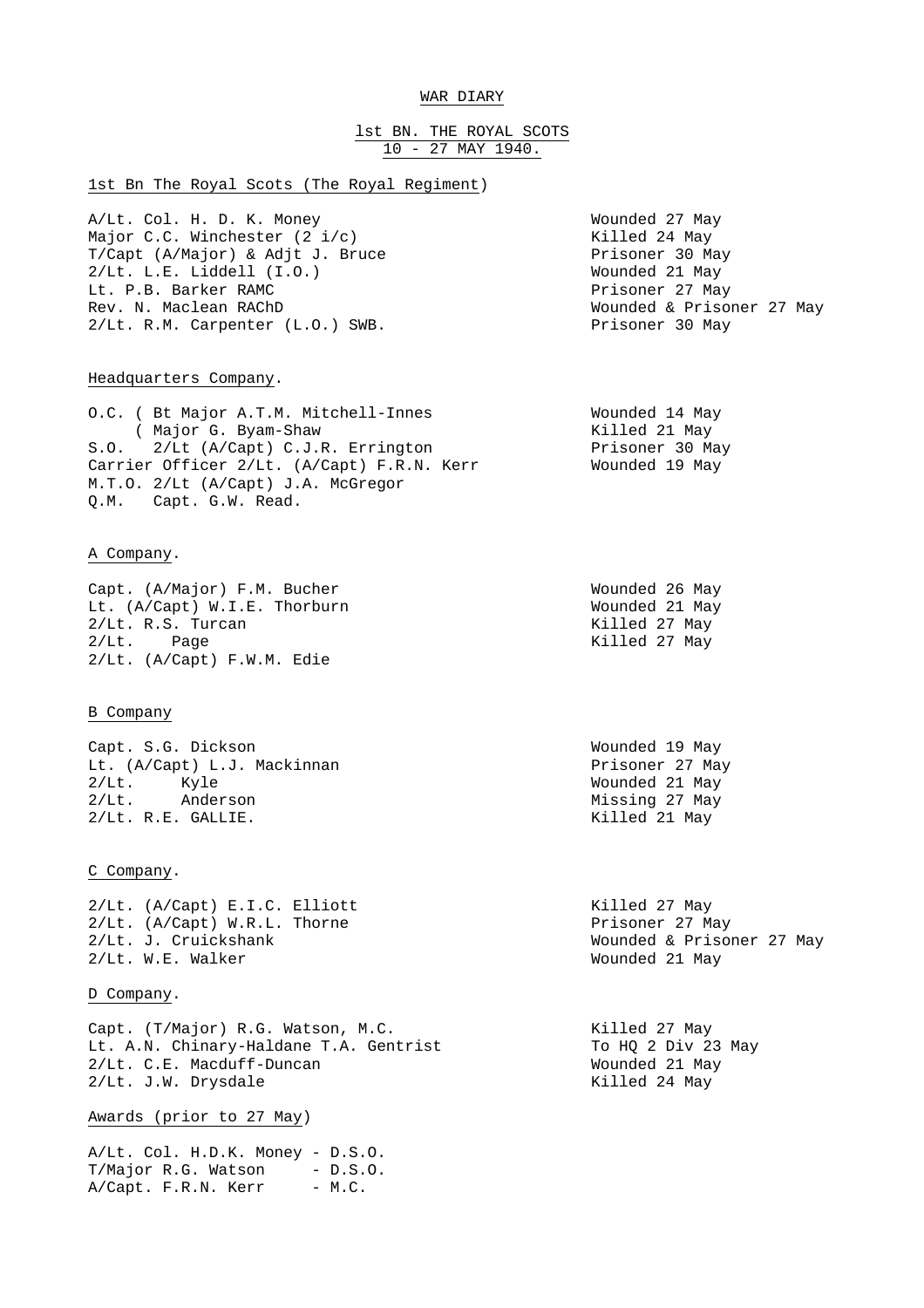# WAR DIARY

## 1st BN. THE ROYAL SCOTS
## 10 - 27 MAY 1940.

### 1st Bn The Royal Scots (The Royal Regiment)

| | |
|---|---|
| A/Lt. Col. H. D. K. Money | Wounded 27 May |
| Major C.C. Winchester (2 i/c) | Killed 24 May |
| T/Capt (A/Major) & Adjt J. Bruce | Prisoner 30 May |
| 2/Lt. L.E. Liddell (I.O.) | Wounded 21 May |
| Lt. P.B. Barker RAMC | Prisoner 27 May |
| Rev. N. Maclean RAChD | Wounded & Prisoner 27 May |
| 2/Lt. R.M. Carpenter (L.O.) SWB. | Prisoner 30 May |

### Headquarters Company.

| | |
|---|---|
| O.C. ( Bt Major A.T.M. Mitchell-Innes | Wounded 14 May |
| ( Major G. Byam-Shaw | Killed 21 May |
| S.O. 2/Lt (A/Capt) C.J.R. Errington | Prisoner 30 May |
| Carrier Officer 2/Lt. (A/Capt) F.R.N. Kerr | Wounded 19 May |
| M.T.O. 2/Lt (A/Capt) J.A. McGregor | |
| Q.M. Capt. G.W. Read. | |

### A Company.

| | |
|---|---|
| Capt. (A/Major) F.M. Bucher | Wounded 26 May |
| Lt. (A/Capt) W.I.E. Thorburn | Wounded 21 May |
| 2/Lt. R.S. Turcan | Killed 27 May |
| 2/Lt. Page | Killed 27 May |
| 2/Lt. (A/Capt) F.W.M. Edie | |

### B Company

| | |
|---|---|
| Capt. S.G. Dickson | Wounded 19 May |
| Lt. (A/Capt) L.J. Mackinnan | Prisoner 27 May |
| 2/Lt. Kyle | Wounded 21 May |
| 2/Lt. Anderson | Missing 27 May |
| 2/Lt. R.E. GALLIE. | Killed 21 May |

### C Company.

| | |
|---|---|
| 2/Lt. (A/Capt) E.I.C. Elliott | Killed 27 May |
| 2/Lt. (A/Capt) W.R.L. Thorne | Prisoner 27 May |
| 2/Lt. J. Cruickshank | Wounded & Prisoner 27 May |
| 2/Lt. W.E. Walker | Wounded 21 May |

### D Company.

| | |
|---|---|
| Capt. (T/Major) R.G. Watson, M.C. | Killed 27 May |
| Lt. A.N. Chinary-Haldane T.A. Gentrist | To HQ 2 Div 23 May |
| 2/Lt. C.E. Macduff-Duncan | Wounded 21 May |
| 2/Lt. J.W. Drysdale | Killed 24 May |

### Awards (prior to 27 May)

A/Lt. Col. H.D.K. Money - D.S.O.
T/Major R.G. Watson - D.S.O.
A/Capt. F.R.N. Kerr - M.C.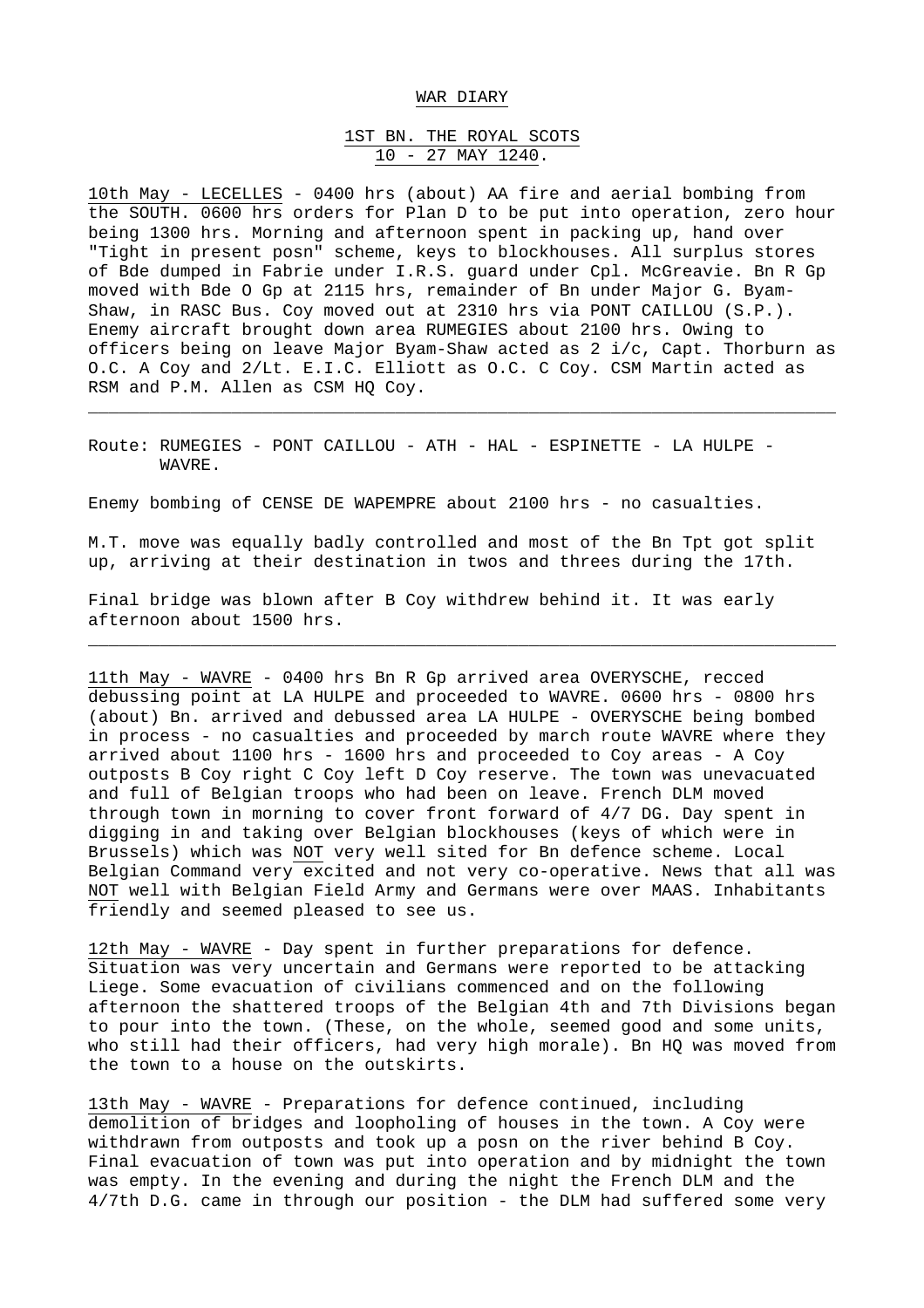WAR DIARY

1ST BN. THE ROYAL SCOTS
10 - 27 MAY 1240.

10th May - LECELLES - 0400 hrs (about) AA fire and aerial bombing from the SOUTH. 0600 hrs orders for Plan D to be put into operation, zero hour being 1300 hrs. Morning and afternoon spent in packing up, hand over "Tight in present posn" scheme, keys to blockhouses. All surplus stores of Bde dumped in Fabrie under I.R.S. guard under Cpl. McGreavie. Bn R Gp moved with Bde O Gp at 2115 hrs, remainder of Bn under Major G. Byam-Shaw, in RASC Bus. Coy moved out at 2310 hrs via PONT CAILLOU (S.P.). Enemy aircraft brought down area RUMEGIES about 2100 hrs. Owing to officers being on leave Major Byam-Shaw acted as 2 i/c, Capt. Thorburn as O.C. A Coy and 2/Lt. E.I.C. Elliott as O.C. C Coy. CSM Martin acted as RSM and P.M. Allen as CSM HQ Coy.

---

Route: RUMEGIES - PONT CAILLOU - ATH - HAL - ESPINETTE - LA HULPE - WAVRE.

Enemy bombing of CENSE DE WAPEMPRE about 2100 hrs - no casualties.

M.T. move was equally badly controlled and most of the Bn Tpt got split up, arriving at their destination in twos and threes during the 17th.

Final bridge was blown after B Coy withdrew behind it. It was early afternoon about 1500 hrs.

---

11th May - WAVRE - 0400 hrs Bn R Gp arrived area OVERYSCHE, recced debussing point at LA HULPE and proceeded to WAVRE. 0600 hrs - 0800 hrs (about) Bn. arrived and debussed area LA HULPE - OVERYSCHE being bombed in process - no casualties and proceeded by march route WAVRE where they arrived about 1100 hrs - 1600 hrs and proceeded to Coy areas - A Coy outposts B Coy right C Coy left D Coy reserve. The town was unevacuated and full of Belgian troops who had been on leave. French DLM moved through town in morning to cover front forward of 4/7 DG. Day spent in digging in and taking over Belgian blockhouses (keys of which were in Brussels) which was NOT very well sited for Bn defence scheme. Local Belgian Command very excited and not very co-operative. News that all was NOT well with Belgian Field Army and Germans were over MAAS. Inhabitants friendly and seemed pleased to see us.

12th May - WAVRE - Day spent in further preparations for defence. Situation was very uncertain and Germans were reported to be attacking Liege. Some evacuation of civilians commenced and on the following afternoon the shattered troops of the Belgian 4th and 7th Divisions began to pour into the town. (These, on the whole, seemed good and some units, who still had their officers, had very high morale). Bn HQ was moved from the town to a house on the outskirts.

13th May - WAVRE - Preparations for defence continued, including demolition of bridges and loopholing of houses in the town. A Coy were withdrawn from outposts and took up a posn on the river behind B Coy. Final evacuation of town was put into operation and by midnight the town was empty. In the evening and during the night the French DLM and the 4/7th D.G. came in through our position - the DLM had suffered some very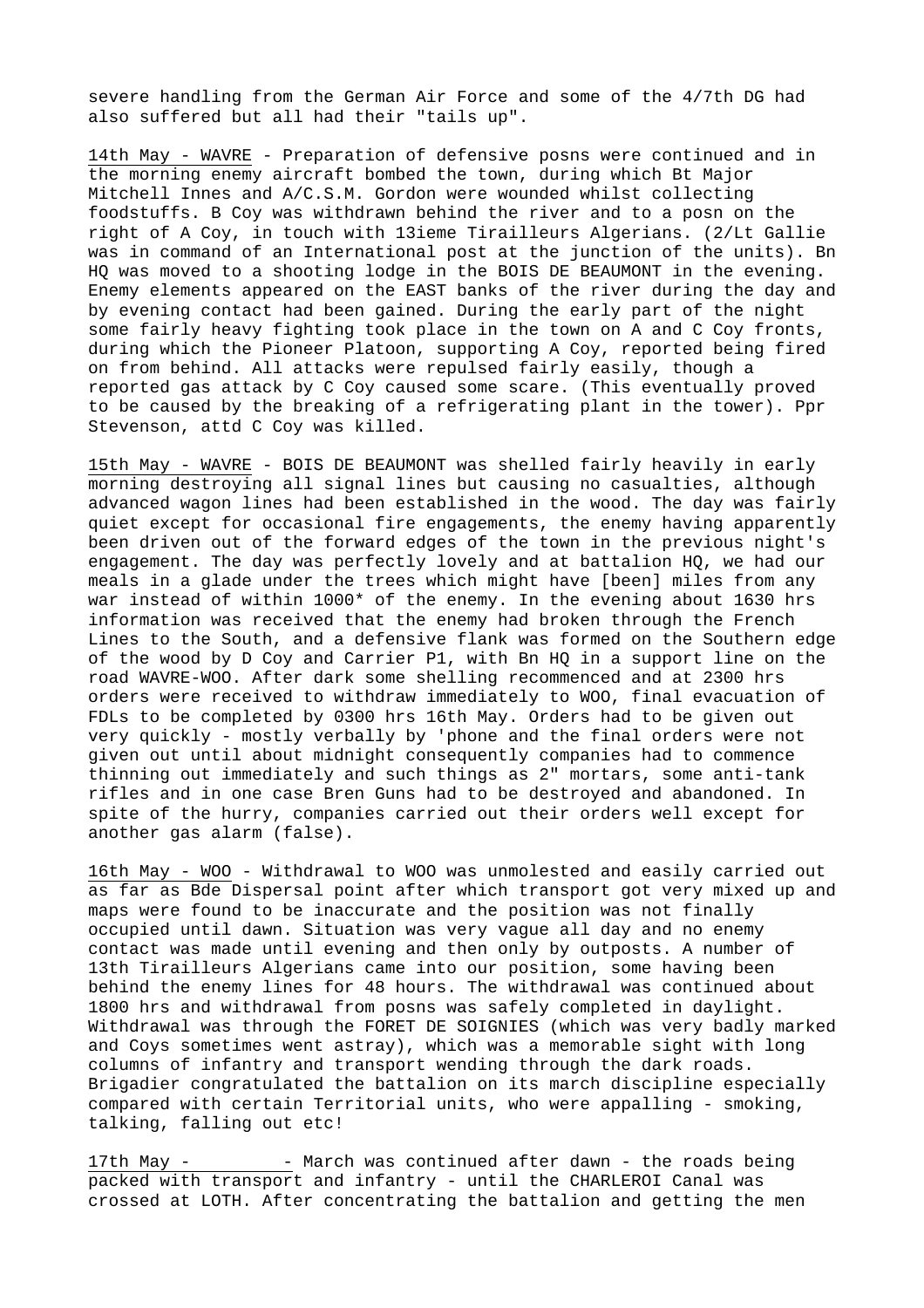severe handling from the German Air Force and some of the 4/7th DG had also suffered but all had their "tails up".

14th May - WAVRE - Preparation of defensive posns were continued and in the morning enemy aircraft bombed the town, during which Bt Major Mitchell Innes and A/C.S.M. Gordon were wounded whilst collecting foodstuffs. B Coy was withdrawn behind the river and to a posn on the right of A Coy, in touch with 13ieme Tirailleurs Algerians. (2/Lt Gallie was in command of an International post at the junction of the units). Bn HQ was moved to a shooting lodge in the BOIS DE BEAUMONT in the evening. Enemy elements appeared on the EAST banks of the river during the day and by evening contact had been gained. During the early part of the night some fairly heavy fighting took place in the town on A and C Coy fronts, during which the Pioneer Platoon, supporting A Coy, reported being fired on from behind. All attacks were repulsed fairly easily, though a reported gas attack by C Coy caused some scare. (This eventually proved to be caused by the breaking of a refrigerating plant in the tower). Ppr Stevenson, attd C Coy was killed.

15th May - WAVRE - BOIS DE BEAUMONT was shelled fairly heavily in early morning destroying all signal lines but causing no casualties, although advanced wagon lines had been established in the wood. The day was fairly quiet except for occasional fire engagements, the enemy having apparently been driven out of the forward edges of the town in the previous night's engagement. The day was perfectly lovely and at battalion HQ, we had our meals in a glade under the trees which might have [been] miles from any war instead of within 1000* of the enemy. In the evening about 1630 hrs information was received that the enemy had broken through the French Lines to the South, and a defensive flank was formed on the Southern edge of the wood by D Coy and Carrier P1, with Bn HQ in a support line on the road WAVRE-WOO. After dark some shelling recommenced and at 2300 hrs orders were received to withdraw immediately to WOO, final evacuation of FDLs to be completed by 0300 hrs 16th May. Orders had to be given out very quickly - mostly verbally by 'phone and the final orders were not given out until about midnight consequently companies had to commence thinning out immediately and such things as 2" mortars, some anti-tank rifles and in one case Bren Guns had to be destroyed and abandoned. In spite of the hurry, companies carried out their orders well except for another gas alarm (false).

16th May - WOO - Withdrawal to WOO was unmolested and easily carried out as far as Bde Dispersal point after which transport got very mixed up and maps were found to be inaccurate and the position was not finally occupied until dawn. Situation was very vague all day and no enemy contact was made until evening and then only by outposts. A number of 13th Tirailleurs Algerians came into our position, some having been behind the enemy lines for 48 hours. The withdrawal was continued about 1800 hrs and withdrawal from posns was safely completed in daylight. Withdrawal was through the FORET DE SOIGNIES (which was very badly marked and Coys sometimes went astray), which was a memorable sight with long columns of infantry and transport wending through the dark roads. Brigadier congratulated the battalion on its march discipline especially compared with certain Territorial units, who were appalling - smoking, talking, falling out etc!

17th May - &nbsp;&nbsp;&nbsp;&nbsp;&nbsp;&nbsp;&nbsp;&nbsp; - March was continued after dawn - the roads being packed with transport and infantry - until the CHARLEROI Canal was crossed at LOTH. After concentrating the battalion and getting the men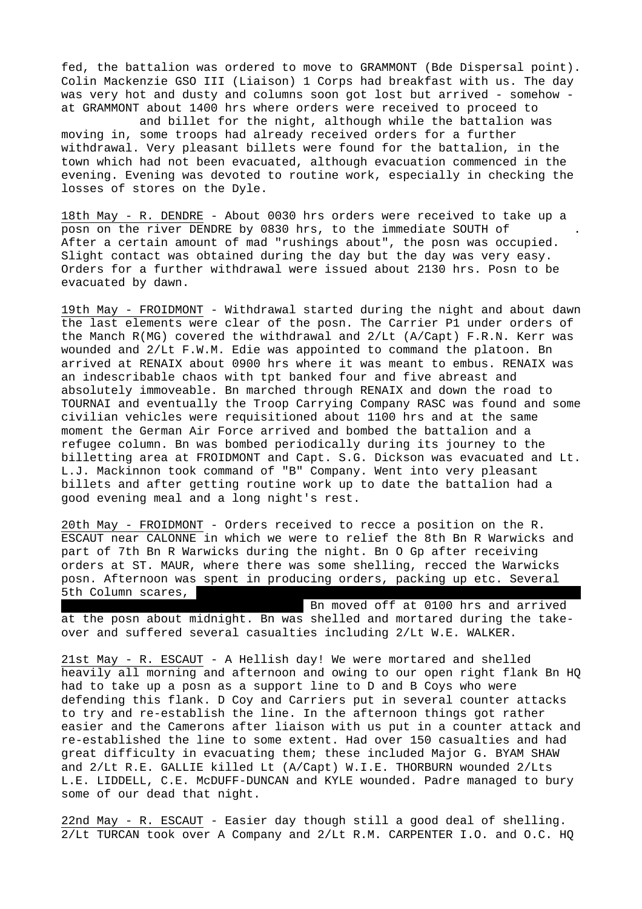fed, the battalion was ordered to move to GRAMMONT (Bde Dispersal point). Colin Mackenzie GSO III (Liaison) 1 Corps had breakfast with us. The day was very hot and dusty and columns soon got lost but arrived - somehow - at GRAMMONT about 1400 hrs where orders were received to proceed to and billet for the night, although while the battalion was moving in, some troops had already received orders for a further withdrawal. Very pleasant billets were found for the battalion, in the town which had not been evacuated, although evacuation commenced in the evening. Evening was devoted to routine work, especially in checking the losses of stores on the Dyle.

18th May - R. DENDRE - About 0030 hrs orders were received to take up a posn on the river DENDRE by 0830 hrs, to the immediate SOUTH of . After a certain amount of mad "rushings about", the posn was occupied. Slight contact was obtained during the day but the day was very easy. Orders for a further withdrawal were issued about 2130 hrs. Posn to be evacuated by dawn.

19th May - FROIDMONT - Withdrawal started during the night and about dawn the last elements were clear of the posn. The Carrier P1 under orders of the Manch R(MG) covered the withdrawal and 2/Lt (A/Capt) F.R.N. Kerr was wounded and 2/Lt F.W.M. Edie was appointed to command the platoon. Bn arrived at RENAIX about 0900 hrs where it was meant to embus. RENAIX was an indescribable chaos with tpt banked four and five abreast and absolutely immoveable. Bn marched through RENAIX and down the road to TOURNAI and eventually the Troop Carrying Company RASC was found and some civilian vehicles were requisitioned about 1100 hrs and at the same moment the German Air Force arrived and bombed the battalion and a refugee column. Bn was bombed periodically during its journey to the billetting area at FROIDMONT and Capt. S.G. Dickson was evacuated and Lt. L.J. Mackinnon took command of "B" Company. Went into very pleasant billets and after getting routine work up to date the battalion had a good evening meal and a long night's rest.

20th May - FROIDMONT - Orders received to recce a position on the R. ESCAUT near CALONNE in which we were to relief the 8th Bn R Warwicks and part of 7th Bn R Warwicks during the night. Bn O Gp after receiving orders at ST. MAUR, where there was some shelling, recced the Warwicks posn. Afternoon was spent in producing orders, packing up etc. Several 5th Column scares, Bn moved off at 0100 hrs and arrived at the posn about midnight. Bn was shelled and mortared during the take-over and suffered several casualties including 2/Lt W.E. WALKER.

21st May - R. ESCAUT - A Hellish day! We were mortared and shelled heavily all morning and afternoon and owing to our open right flank Bn HQ had to take up a posn as a support line to D and B Coys who were defending this flank. D Coy and Carriers put in several counter attacks to try and re-establish the line. In the afternoon things got rather easier and the Camerons after liaison with us put in a counter attack and re-established the line to some extent. Had over 150 casualties and had great difficulty in evacuating them; these included Major G. BYAM SHAW and 2/Lt R.E. GALLIE killed Lt (A/Capt) W.I.E. THORBURN wounded 2/Lts L.E. LIDDELL, C.E. McDUFF-DUNCAN and KYLE wounded. Padre managed to bury some of our dead that night.

22nd May - R. ESCAUT - Easier day though still a good deal of shelling. 2/Lt TURCAN took over A Company and 2/Lt R.M. CARPENTER I.O. and O.C. HQ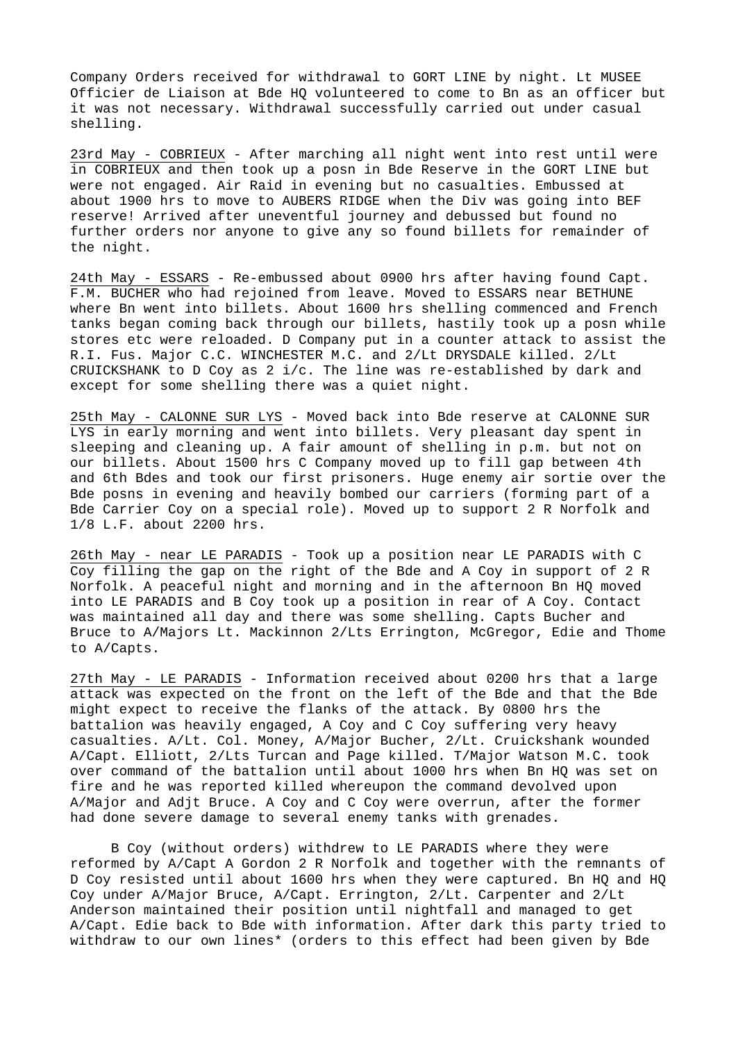Company Orders received for withdrawal to GORT LINE by night. Lt MUSEE Officier de Liaison at Bde HQ volunteered to come to Bn as an officer but it was not necessary. Withdrawal successfully carried out under casual shelling.

<u>23rd May - COBRIEUX</u> - After marching all night went into rest until were in COBRIEUX and then took up a posn in Bde Reserve in the GORT LINE but were not engaged. Air Raid in evening but no casualties. Embussed at about 1900 hrs to move to AUBERS RIDGE when the Div was going into BEF reserve! Arrived after uneventful journey and debussed but found no further orders nor anyone to give any so found billets for remainder of the night.

<u>24th May - ESSARS</u> - Re-embussed about 0900 hrs after having found Capt. F.M. BUCHER who had rejoined from leave. Moved to ESSARS near BETHUNE where Bn went into billets. About 1600 hrs shelling commenced and French tanks began coming back through our billets, hastily took up a posn while stores etc were reloaded. D Company put in a counter attack to assist the R.I. Fus. Major C.C. WINCHESTER M.C. and 2/Lt DRYSDALE killed. 2/Lt CRUICKSHANK to D Coy as 2 i/c. The line was re-established by dark and except for some shelling there was a quiet night.

<u>25th May - CALONNE SUR LYS</u> - Moved back into Bde reserve at CALONNE SUR LYS in early morning and went into billets. Very pleasant day spent in sleeping and cleaning up. A fair amount of shelling in p.m. but not on our billets. About 1500 hrs C Company moved up to fill gap between 4th and 6th Bdes and took our first prisoners. Huge enemy air sortie over the Bde posns in evening and heavily bombed our carriers (forming part of a Bde Carrier Coy on a special role). Moved up to support 2 R Norfolk and 1/8 L.F. about 2200 hrs.

<u>26th May - near LE PARADIS</u> - Took up a position near LE PARADIS with C Coy filling the gap on the right of the Bde and A Coy in support of 2 R Norfolk. A peaceful night and morning and in the afternoon Bn HQ moved into LE PARADIS and B Coy took up a position in rear of A Coy. Contact was maintained all day and there was some shelling. Capts Bucher and Bruce to A/Majors Lt. Mackinnon 2/Lts Errington, McGregor, Edie and Thome to A/Capts.

<u>27th May - LE PARADIS</u> - Information received about 0200 hrs that a large attack was expected on the front on the left of the Bde and that the Bde might expect to receive the flanks of the attack. By 0800 hrs the battalion was heavily engaged, A Coy and C Coy suffering very heavy casualties. A/Lt. Col. Money, A/Major Bucher, 2/Lt. Cruickshank wounded A/Capt. Elliott, 2/Lts Turcan and Page killed. T/Major Watson M.C. took over command of the battalion until about 1000 hrs when Bn HQ was set on fire and he was reported killed whereupon the command devolved upon A/Major and Adjt Bruce. A Coy and C Coy were overrun, after the former had done severe damage to several enemy tanks with grenades.

B Coy (without orders) withdrew to LE PARADIS where they were reformed by A/Capt A Gordon 2 R Norfolk and together with the remnants of D Coy resisted until about 1600 hrs when they were captured. Bn HQ and HQ Coy under A/Major Bruce, A/Capt. Errington, 2/Lt. Carpenter and 2/Lt Anderson maintained their position until nightfall and managed to get A/Capt. Edie back to Bde with information. After dark this party tried to withdraw to our own lines* (orders to this effect had been given by Bde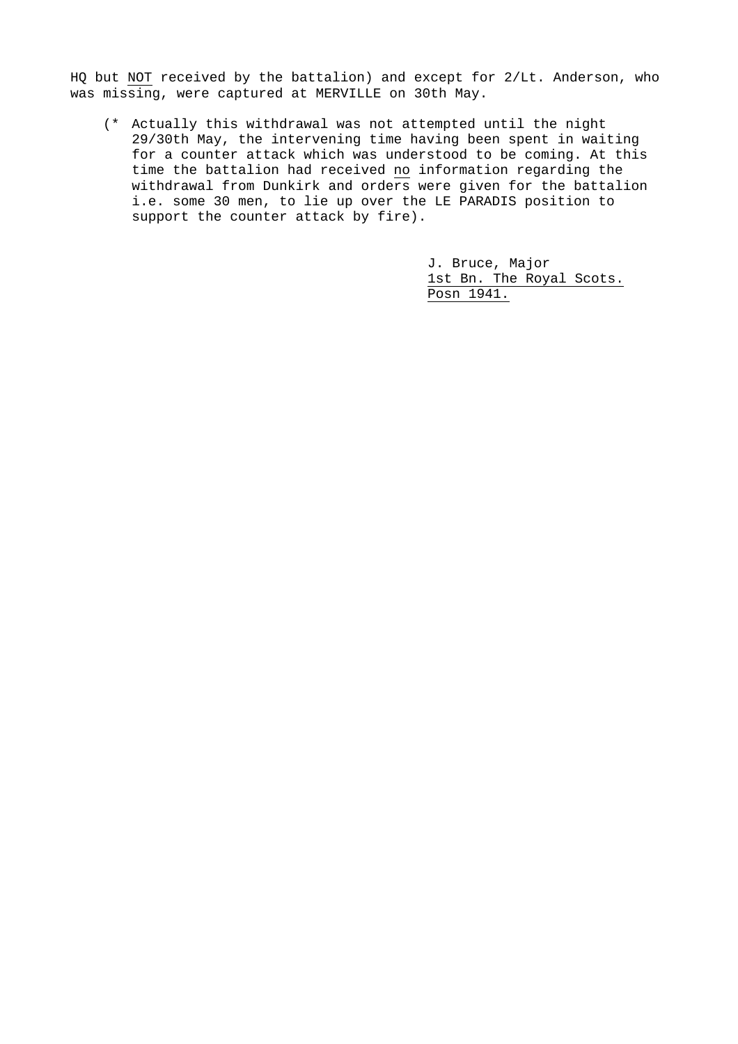HQ but <u>NOT</u> received by the battalion) and except for 2/Lt. Anderson, who was missing, were captured at MERVILLE on 30th May.

> (* Actually this withdrawal was not attempted until the night 29/30th May, the intervening time having been spent in waiting for a counter attack which was understood to be coming. At this time the battalion had received <u>no</u> information regarding the withdrawal from Dunkirk and orders were given for the battalion i.e. some 30 men, to lie up over the LE PARADIS position to support the counter attack by fire).

J. Bruce, Major
<u>1st Bn. The Royal Scots.</u>
<u>Posn 1941.</u>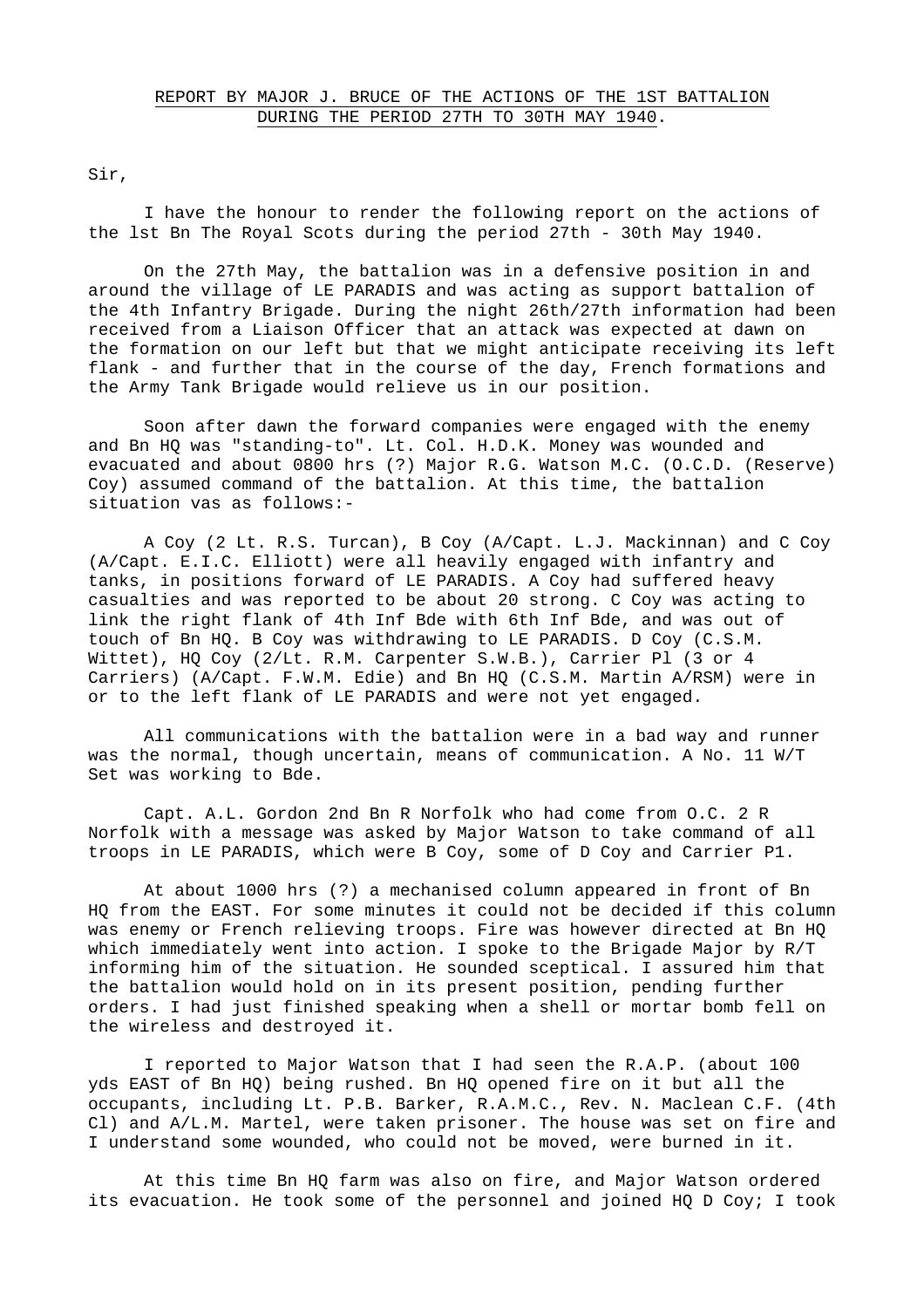REPORT BY MAJOR J. BRUCE OF THE ACTIONS OF THE 1ST BATTALION DURING THE PERIOD 27TH TO 30TH MAY 1940.

Sir,

I have the honour to render the following report on the actions of the lst Bn The Royal Scots during the period 27th - 30th May 1940.

On the 27th May, the battalion was in a defensive position in and around the village of LE PARADIS and was acting as support battalion of the 4th Infantry Brigade. During the night 26th/27th information had been received from a Liaison Officer that an attack was expected at dawn on the formation on our left but that we might anticipate receiving its left flank - and further that in the course of the day, French formations and the Army Tank Brigade would relieve us in our position.

Soon after dawn the forward companies were engaged with the enemy and Bn HQ was "standing-to". Lt. Col. H.D.K. Money was wounded and evacuated and about 0800 hrs (?) Major R.G. Watson M.C. (O.C.D. (Reserve) Coy) assumed command of the battalion. At this time, the battalion situation vas as follows:-

A Coy (2 Lt. R.S. Turcan), B Coy (A/Capt. L.J. Mackinnan) and C Coy (A/Capt. E.I.C. Elliott) were all heavily engaged with infantry and tanks, in positions forward of LE PARADIS. A Coy had suffered heavy casualties and was reported to be about 20 strong. C Coy was acting to link the right flank of 4th Inf Bde with 6th Inf Bde, and was out of touch of Bn HQ. B Coy was withdrawing to LE PARADIS. D Coy (C.S.M. Wittet), HQ Coy (2/Lt. R.M. Carpenter S.W.B.), Carrier Pl (3 or 4 Carriers) (A/Capt. F.W.M. Edie) and Bn HQ (C.S.M. Martin A/RSM) were in or to the left flank of LE PARADIS and were not yet engaged.

All communications with the battalion were in a bad way and runner was the normal, though uncertain, means of communication. A No. 11 W/T Set was working to Bde.

Capt. A.L. Gordon 2nd Bn R Norfolk who had come from O.C. 2 R Norfolk with a message was asked by Major Watson to take command of all troops in LE PARADIS, which were B Coy, some of D Coy and Carrier P1.

At about 1000 hrs (?) a mechanised column appeared in front of Bn HQ from the EAST. For some minutes it could not be decided if this column was enemy or French relieving troops. Fire was however directed at Bn HQ which immediately went into action. I spoke to the Brigade Major by R/T informing him of the situation. He sounded sceptical. I assured him that the battalion would hold on in its present position, pending further orders. I had just finished speaking when a shell or mortar bomb fell on the wireless and destroyed it.

I reported to Major Watson that I had seen the R.A.P. (about 100 yds EAST of Bn HQ) being rushed. Bn HQ opened fire on it but all the occupants, including Lt. P.B. Barker, R.A.M.C., Rev. N. Maclean C.F. (4th Cl) and A/L.M. Martel, were taken prisoner. The house was set on fire and I understand some wounded, who could not be moved, were burned in it.

At this time Bn HQ farm was also on fire, and Major Watson ordered its evacuation. He took some of the personnel and joined HQ D Coy; I took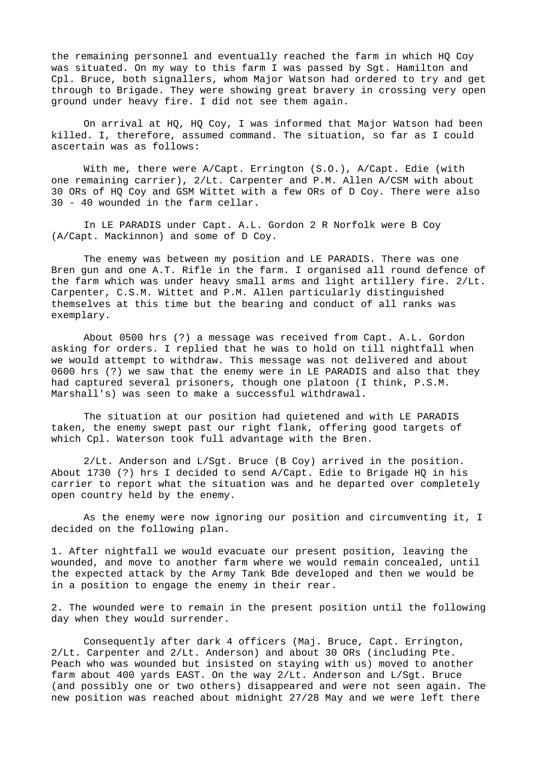the remaining personnel and eventually reached the farm in which HQ Coy was situated. On my way to this farm I was passed by Sgt. Hamilton and Cpl. Bruce, both signallers, whom Major Watson had ordered to try and get through to Brigade. They were showing great bravery in crossing very open ground under heavy fire. I did not see them again.

On arrival at HQ, HQ Coy, I was informed that Major Watson had been killed. I, therefore, assumed command. The situation, so far as I could ascertain was as follows:

With me, there were A/Capt. Errington (S.O.), A/Capt. Edie (with one remaining carrier), 2/Lt. Carpenter and P.M. Allen A/CSM with about 30 ORs of HQ Coy and GSM Wittet with a few ORs of D Coy. There were also 30 - 40 wounded in the farm cellar.

In LE PARADIS under Capt. A.L. Gordon 2 R Norfolk were B Coy (A/Capt. Mackinnon) and some of D Coy.

The enemy was between my position and LE PARADIS. There was one Bren gun and one A.T. Rifle in the farm. I organised all round defence of the farm which was under heavy small arms and light artillery fire. 2/Lt. Carpenter, C.S.M. Wittet and P.M. Allen particularly distinguished themselves at this time but the bearing and conduct of all ranks was exemplary.

About 0500 hrs (?) a message was received from Capt. A.L. Gordon asking for orders. I replied that he was to hold on till nightfall when we would attempt to withdraw. This message was not delivered and about 0600 hrs (?) we saw that the enemy were in LE PARADIS and also that they had captured several prisoners, though one platoon (I think, P.S.M. Marshall's) was seen to make a successful withdrawal.

The situation at our position had quietened and with LE PARADIS taken, the enemy swept past our right flank, offering good targets of which Cpl. Waterson took full advantage with the Bren.

2/Lt. Anderson and L/Sgt. Bruce (B Coy) arrived in the position. About 1730 (?) hrs I decided to send A/Capt. Edie to Brigade HQ in his carrier to report what the situation was and he departed over completely open country held by the enemy.

As the enemy were now ignoring our position and circumventing it, I decided on the following plan.

1. After nightfall we would evacuate our present position, leaving the wounded, and move to another farm where we would remain concealed, until the expected attack by the Army Tank Bde developed and then we would be in a position to engage the enemy in their rear.

2. The wounded were to remain in the present position until the following day when they would surrender.

Consequently after dark 4 officers (Maj. Bruce, Capt. Errington, 2/Lt. Carpenter and 2/Lt. Anderson) and about 30 ORs (including Pte. Peach who was wounded but insisted on staying with us) moved to another farm about 400 yards EAST. On the way 2/Lt. Anderson and L/Sgt. Bruce (and possibly one or two others) disappeared and were not seen again. The new position was reached about midnight 27/28 May and we were left there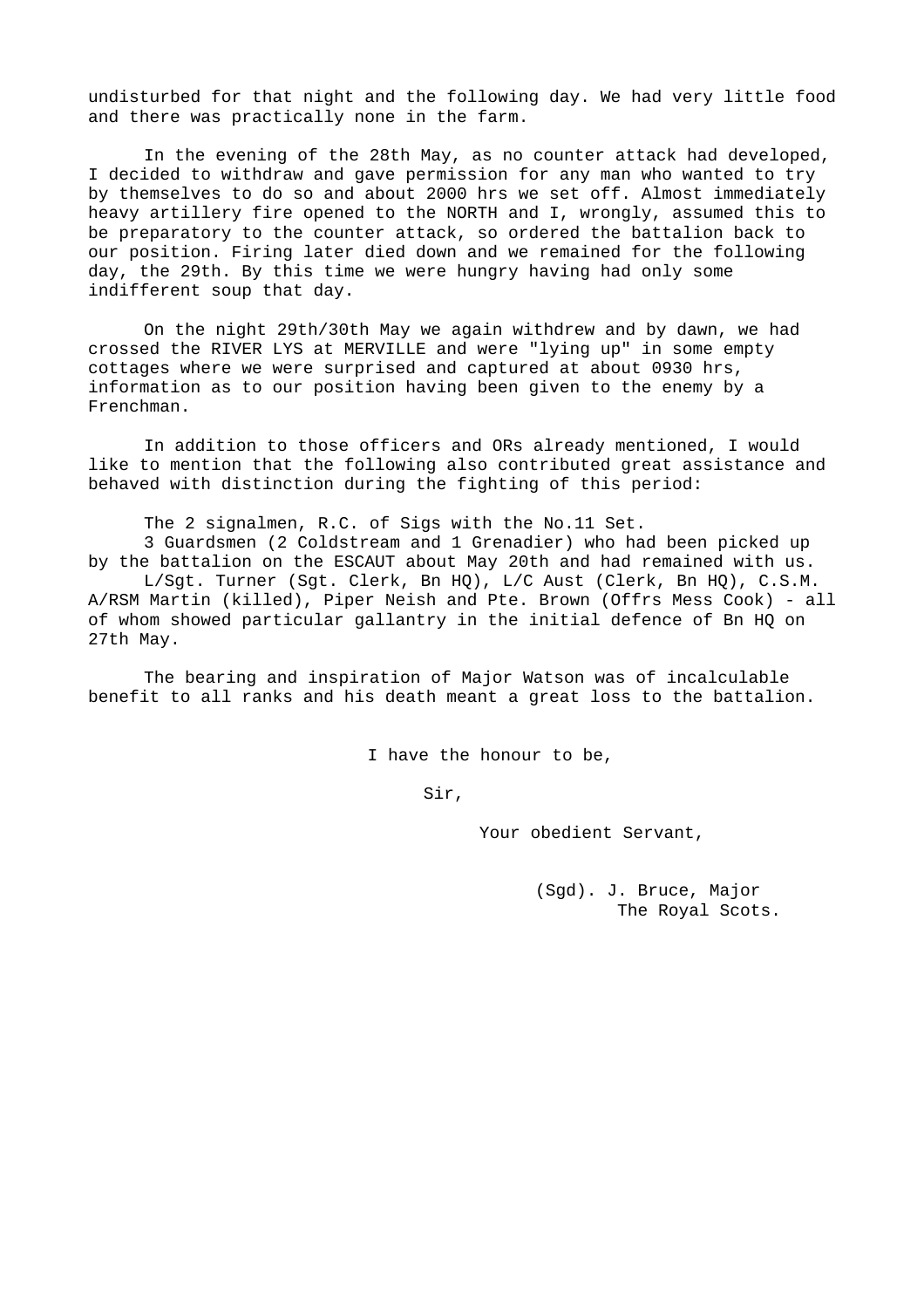undisturbed for that night and the following day. We had very little food and there was practically none in the farm.

In the evening of the 28th May, as no counter attack had developed, I decided to withdraw and gave permission for any man who wanted to try by themselves to do so and about 2000 hrs we set off. Almost immediately heavy artillery fire opened to the NORTH and I, wrongly, assumed this to be preparatory to the counter attack, so ordered the battalion back to our position. Firing later died down and we remained for the following day, the 29th. By this time we were hungry having had only some indifferent soup that day.

On the night 29th/30th May we again withdrew and by dawn, we had crossed the RIVER LYS at MERVILLE and were "lying up" in some empty cottages where we were surprised and captured at about 0930 hrs, information as to our position having been given to the enemy by a Frenchman.

In addition to those officers and ORs already mentioned, I would like to mention that the following also contributed great assistance and behaved with distinction during the fighting of this period:

The 2 signalmen, R.C. of Sigs with the No.11 Set.
3 Guardsmen (2 Coldstream and 1 Grenadier) who had been picked up by the battalion on the ESCAUT about May 20th and had remained with us.
L/Sgt. Turner (Sgt. Clerk, Bn HQ), L/C Aust (Clerk, Bn HQ), C.S.M. A/RSM Martin (killed), Piper Neish and Pte. Brown (Offrs Mess Cook) - all of whom showed particular gallantry in the initial defence of Bn HQ on 27th May.

The bearing and inspiration of Major Watson was of incalculable benefit to all ranks and his death meant a great loss to the battalion.

I have the honour to be,

Sir,

Your obedient Servant,

(Sgd). J. Bruce, Major
The Royal Scots.